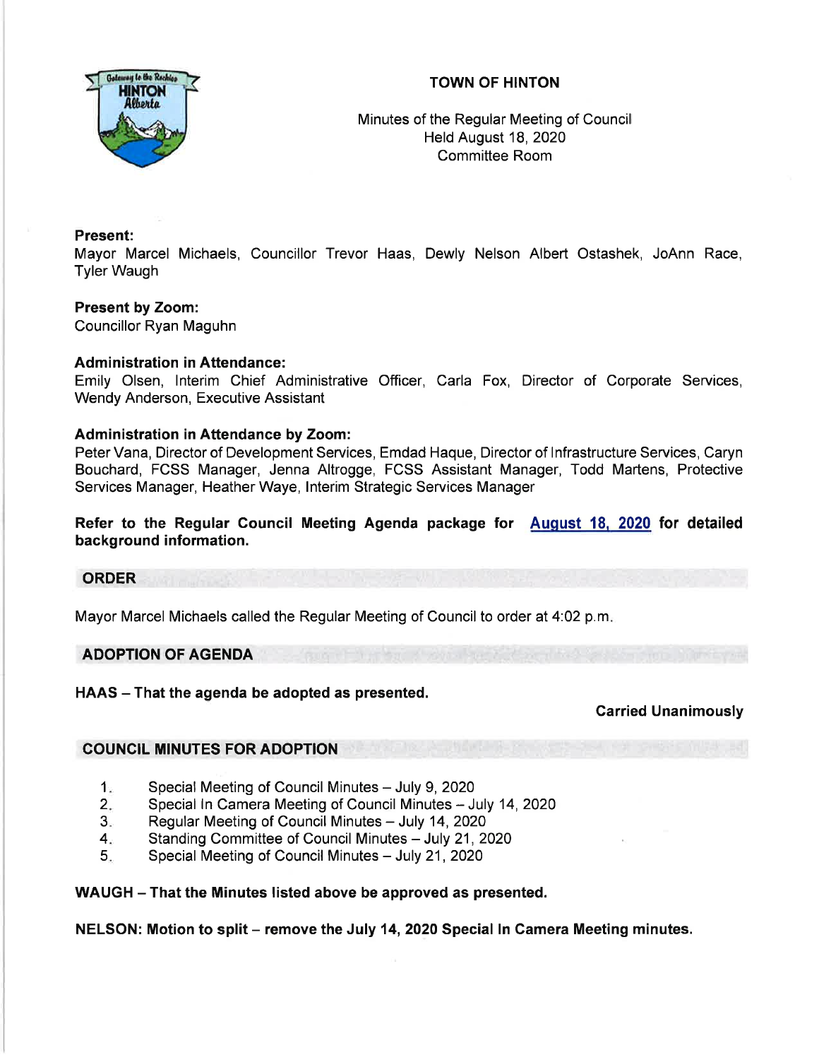# TOWN OF HINTON

Minutes of the Regular Meeting of Council
Held August 18, 2020
Committee Room

**Present:**
Mayor Marcel Michaels, Councillor Trevor Haas, Dewly Nelson Albert Ostashek, JoAnn Race, Tyler Waugh

**Present by Zoom:**
Councillor Ryan Maguhn

**Administration in Attendance:**
Emily Olsen, Interim Chief Administrative Officer, Carla Fox, Director of Corporate Services, Wendy Anderson, Executive Assistant

**Administration in Attendance by Zoom:**
Peter Vana, Director of Development Services, Emdad Haque, Director of Infrastructure Services, Caryn Bouchard, FCSS Manager, Jenna Altrogge, FCSS Assistant Manager, Todd Martens, Protective Services Manager, Heather Waye, Interim Strategic Services Manager

**Refer to the Regular Council Meeting Agenda package for August 18, 2020 for detailed background information.**

## ORDER

Mayor Marcel Michaels called the Regular Meeting of Council to order at 4:02 p.m.

## ADOPTION OF AGENDA

**HAAS – That the agenda be adopted as presented.**

**Carried Unanimously**

## COUNCIL MINUTES FOR ADOPTION

1. Special Meeting of Council Minutes – July 9, 2020
2. Special In Camera Meeting of Council Minutes – July 14, 2020
3. Regular Meeting of Council Minutes – July 14, 2020
4. Standing Committee of Council Minutes – July 21, 2020
5. Special Meeting of Council Minutes – July 21, 2020

**WAUGH – That the Minutes listed above be approved as presented.**

**NELSON: Motion to split – remove the July 14, 2020 Special In Camera Meeting minutes.**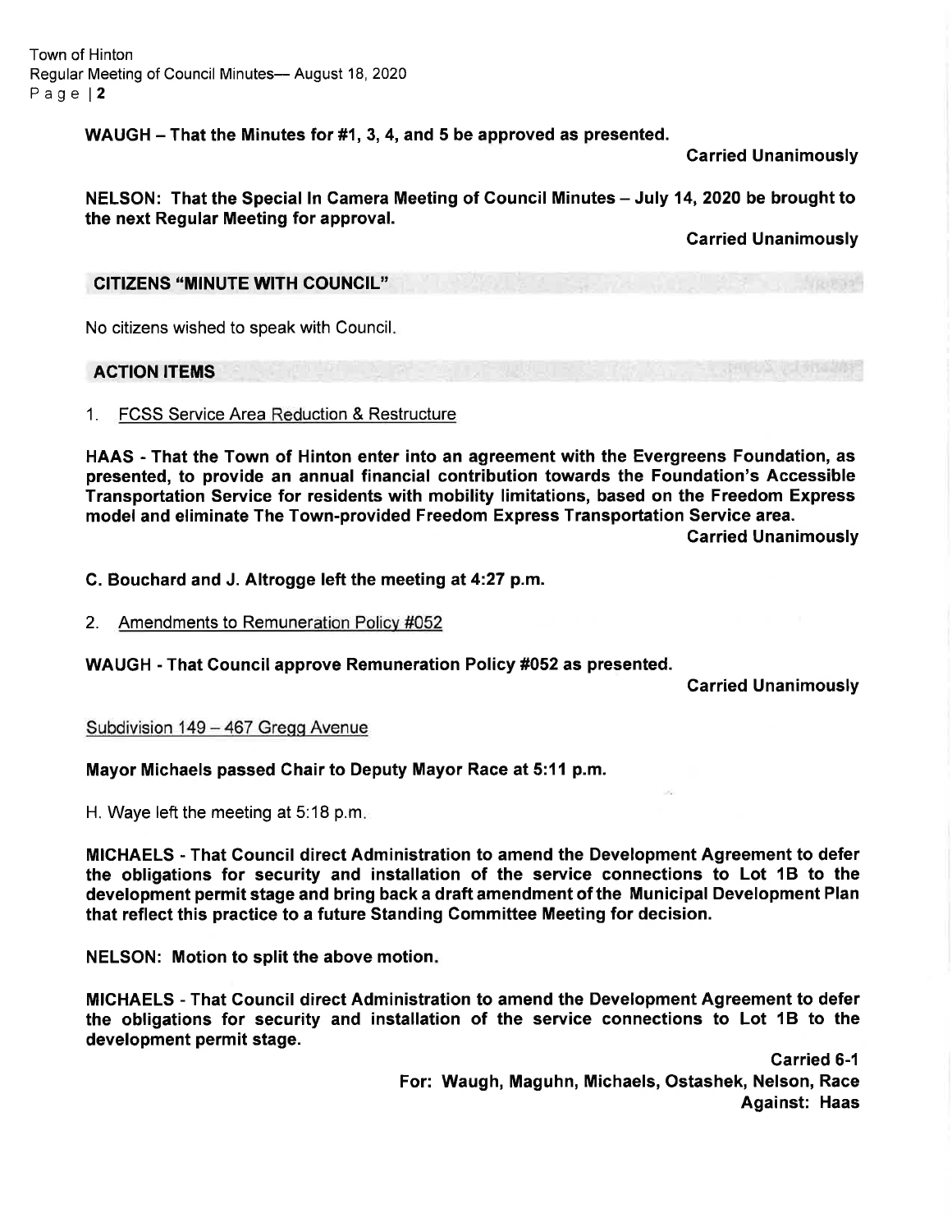**WAUGH – That the Minutes for #1, 3, 4, and 5 be approved as presented.**

**Carried Unanimously**

**NELSON: That the Special In Camera Meeting of Council Minutes – July 14, 2020 be brought to the next Regular Meeting for approval.**

**Carried Unanimously**

## CITIZENS "MINUTE WITH COUNCIL"

No citizens wished to speak with Council.

## ACTION ITEMS

1. FCSS Service Area Reduction & Restructure

**HAAS - That the Town of Hinton enter into an agreement with the Evergreens Foundation, as presented, to provide an annual financial contribution towards the Foundation's Accessible Transportation Service for residents with mobility limitations, based on the Freedom Express model and eliminate The Town-provided Freedom Express Transportation Service area.**

**Carried Unanimously**

**C. Bouchard and J. Altrogge left the meeting at 4:27 p.m.**

2. Amendments to Remuneration Policy #052

**WAUGH - That Council approve Remuneration Policy #052 as presented.**

**Carried Unanimously**

Subdivision 149 – 467 Gregg Avenue

**Mayor Michaels passed Chair to Deputy Mayor Race at 5:11 p.m.**

H. Waye left the meeting at 5:18 p.m.

**MICHAELS - That Council direct Administration to amend the Development Agreement to defer the obligations for security and installation of the service connections to Lot 1B to the development permit stage and bring back a draft amendment of the Municipal Development Plan that reflect this practice to a future Standing Committee Meeting for decision.**

**NELSON: Motion to split the above motion.**

**MICHAELS - That Council direct Administration to amend the Development Agreement to defer the obligations for security and installation of the service connections to Lot 1B to the development permit stage.**

**Carried 6-1**
**For: Waugh, Maguhn, Michaels, Ostashek, Nelson, Race**
**Against: Haas**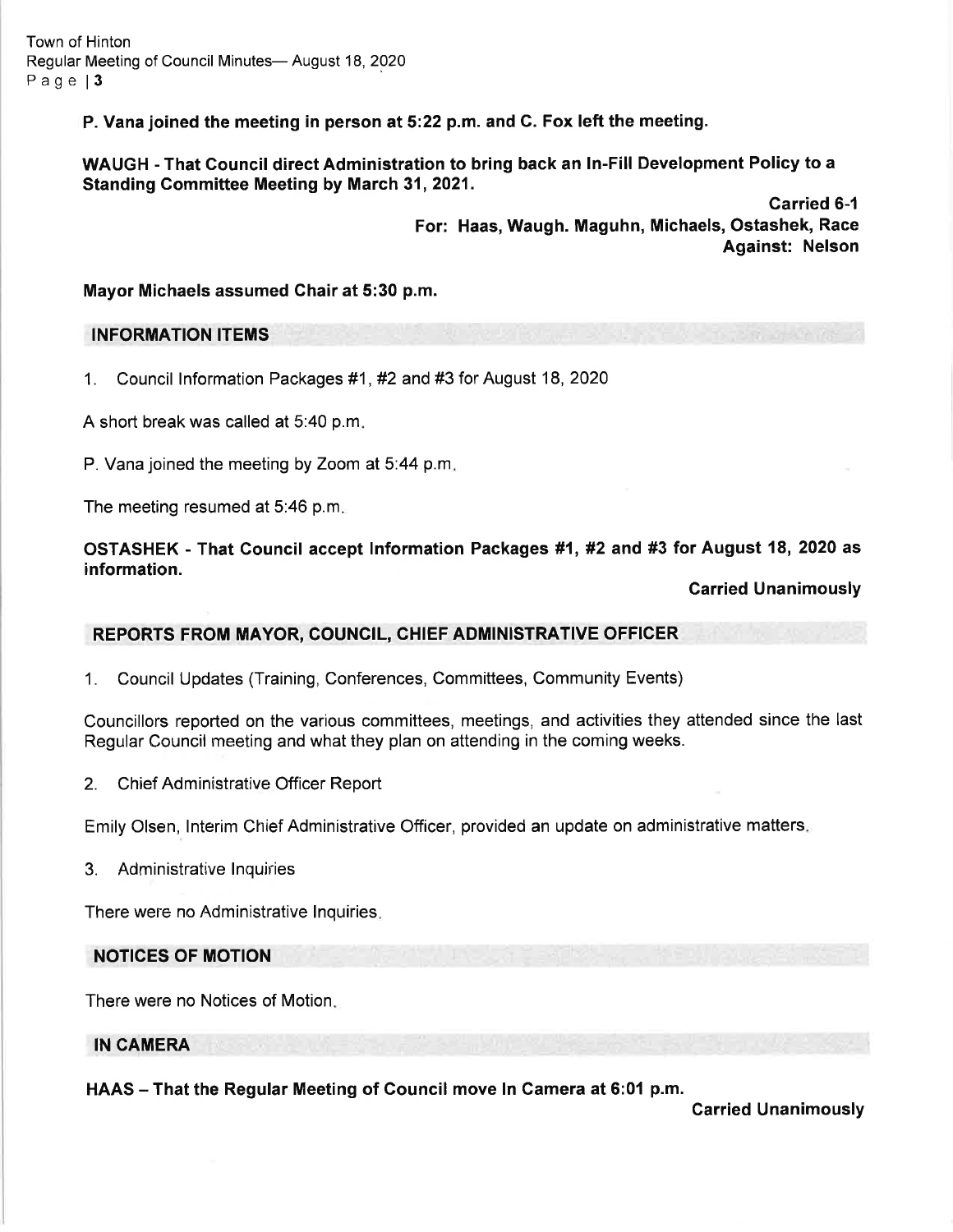**P. Vana joined the meeting in person at 5:22 p.m. and C. Fox left the meeting.**

**WAUGH - That Council direct Administration to bring back an In-Fill Development Policy to a Standing Committee Meeting by March 31, 2021.**

**Carried 6-1**
**For: Haas, Waugh. Maguhn, Michaels, Ostashek, Race**
**Against: Nelson**

**Mayor Michaels assumed Chair at 5:30 p.m.**

## INFORMATION ITEMS

1. Council Information Packages #1, #2 and #3 for August 18, 2020

A short break was called at 5:40 p.m.

P. Vana joined the meeting by Zoom at 5:44 p.m.

The meeting resumed at 5:46 p.m.

**OSTASHEK - That Council accept Information Packages #1, #2 and #3 for August 18, 2020 as information.**

**Carried Unanimously**

## REPORTS FROM MAYOR, COUNCIL, CHIEF ADMINISTRATIVE OFFICER

1. Council Updates (Training, Conferences, Committees, Community Events)

Councillors reported on the various committees, meetings, and activities they attended since the last Regular Council meeting and what they plan on attending in the coming weeks.

2. Chief Administrative Officer Report

Emily Olsen, Interim Chief Administrative Officer, provided an update on administrative matters.

3. Administrative Inquiries

There were no Administrative Inquiries.

## NOTICES OF MOTION

There were no Notices of Motion.

## IN CAMERA

**HAAS – That the Regular Meeting of Council move In Camera at 6:01 p.m.**

**Carried Unanimously**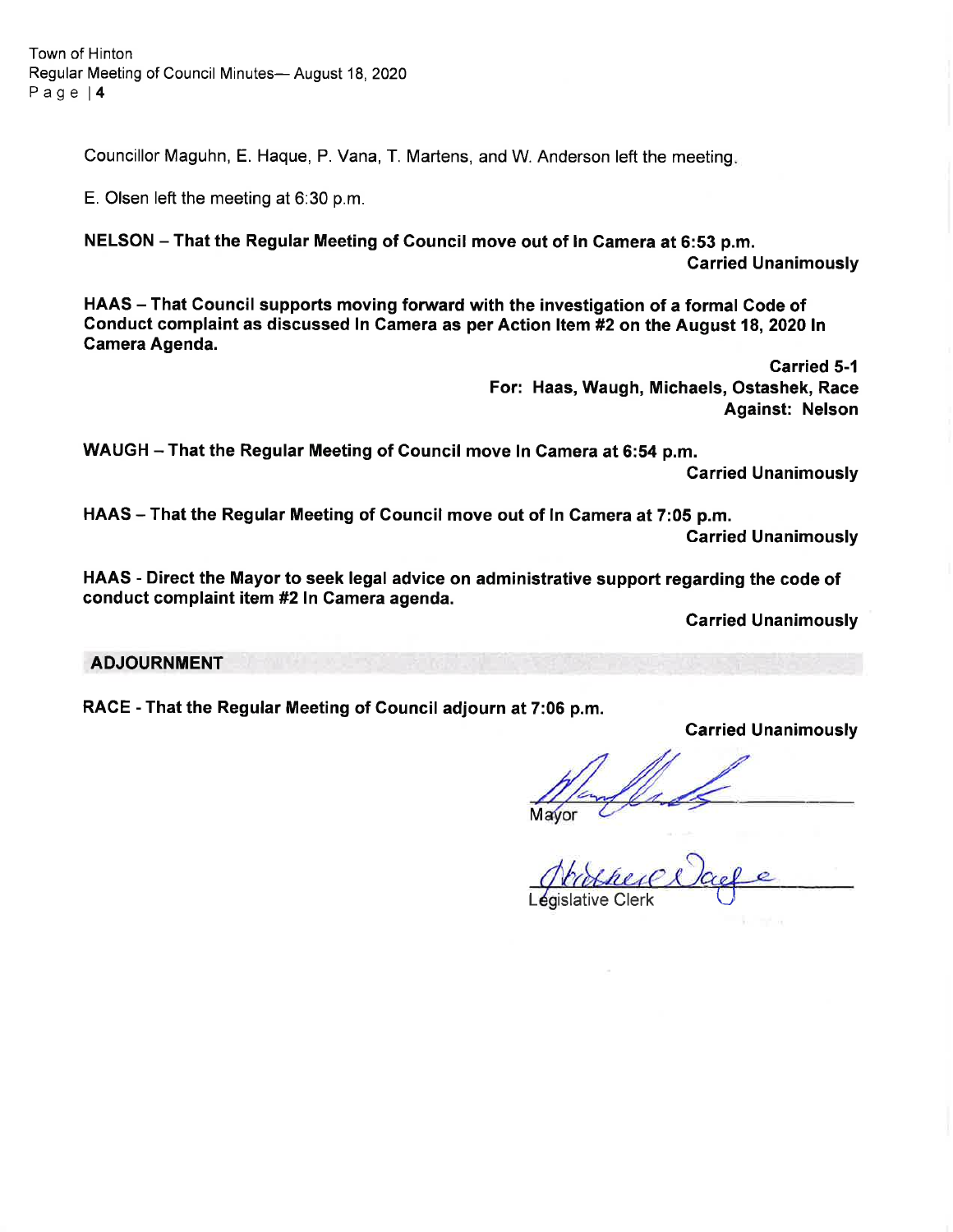Councillor Maguhn, E. Haque, P. Vana, T. Martens, and W. Anderson left the meeting.

E. Olsen left the meeting at 6:30 p.m.

**NELSON – That the Regular Meeting of Council move out of In Camera at 6:53 p.m.**

**Carried Unanimously**

**HAAS – That Council supports moving forward with the investigation of a formal Code of Conduct complaint as discussed In Camera as per Action Item #2 on the August 18, 2020 In Camera Agenda.**

**Carried 5-1**
**For: Haas, Waugh, Michaels, Ostashek, Race**
**Against: Nelson**

**WAUGH – That the Regular Meeting of Council move In Camera at 6:54 p.m.**

**Carried Unanimously**

**HAAS – That the Regular Meeting of Council move out of In Camera at 7:05 p.m.**

**Carried Unanimously**

**HAAS - Direct the Mayor to seek legal advice on administrative support regarding the code of conduct complaint item #2 In Camera agenda.**

**Carried Unanimously**

## ADJOURNMENT

**RACE - That the Regular Meeting of Council adjourn at 7:06 p.m.**

**Carried Unanimously**

Mayor

Legislative Clerk